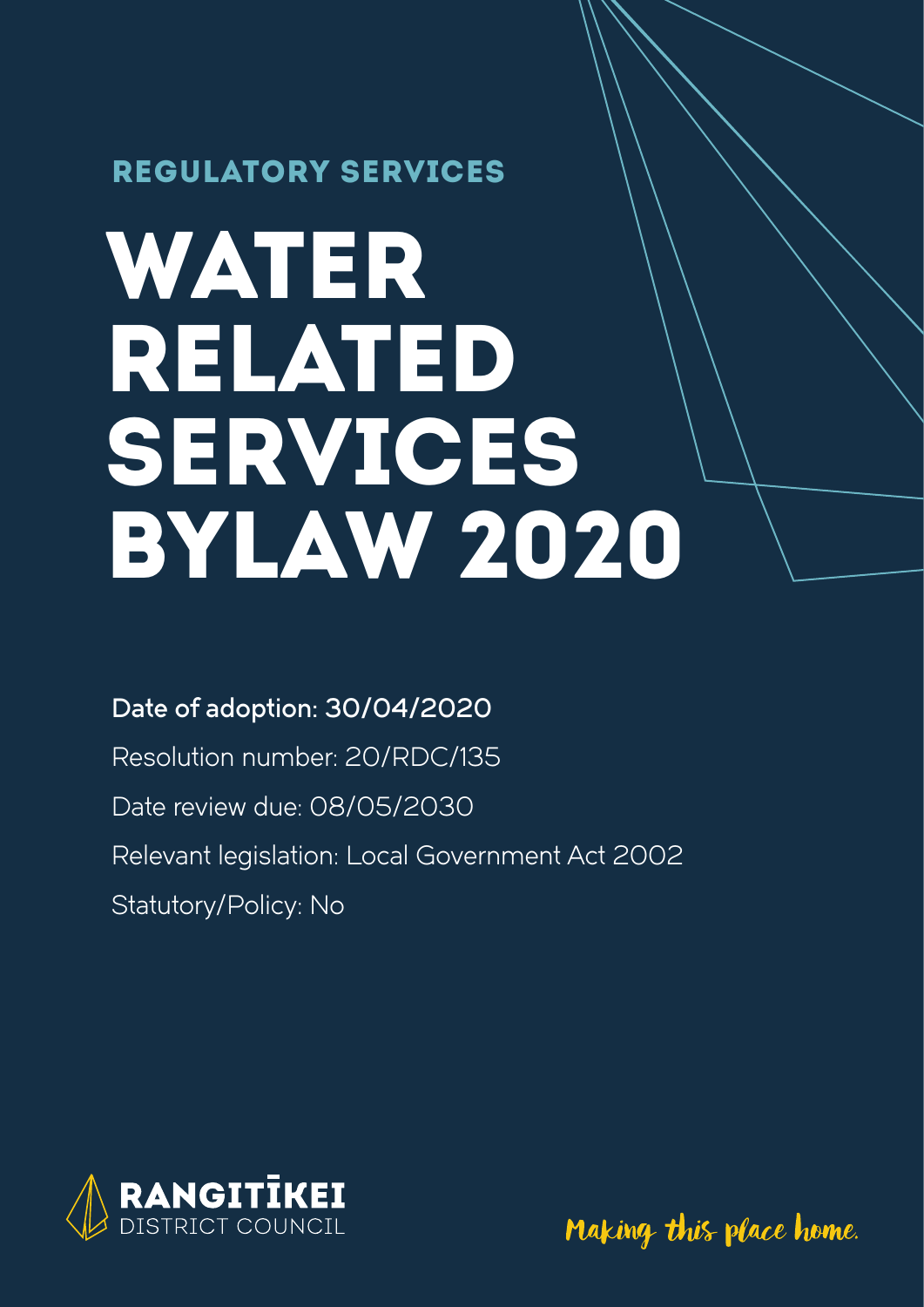REGULATORY SERVICES

# WATER RELATED SERVICES BYLAW 2020

**Date of adoption: 30/04/2020**

Resolution number: 20/RDC/135

Date review due: 08/05/2030

Relevant legislation: Local Government Act 2002

Statutory/Policy: No

RANGITĪKEI DISTRICT COUNCIL

Making this place home.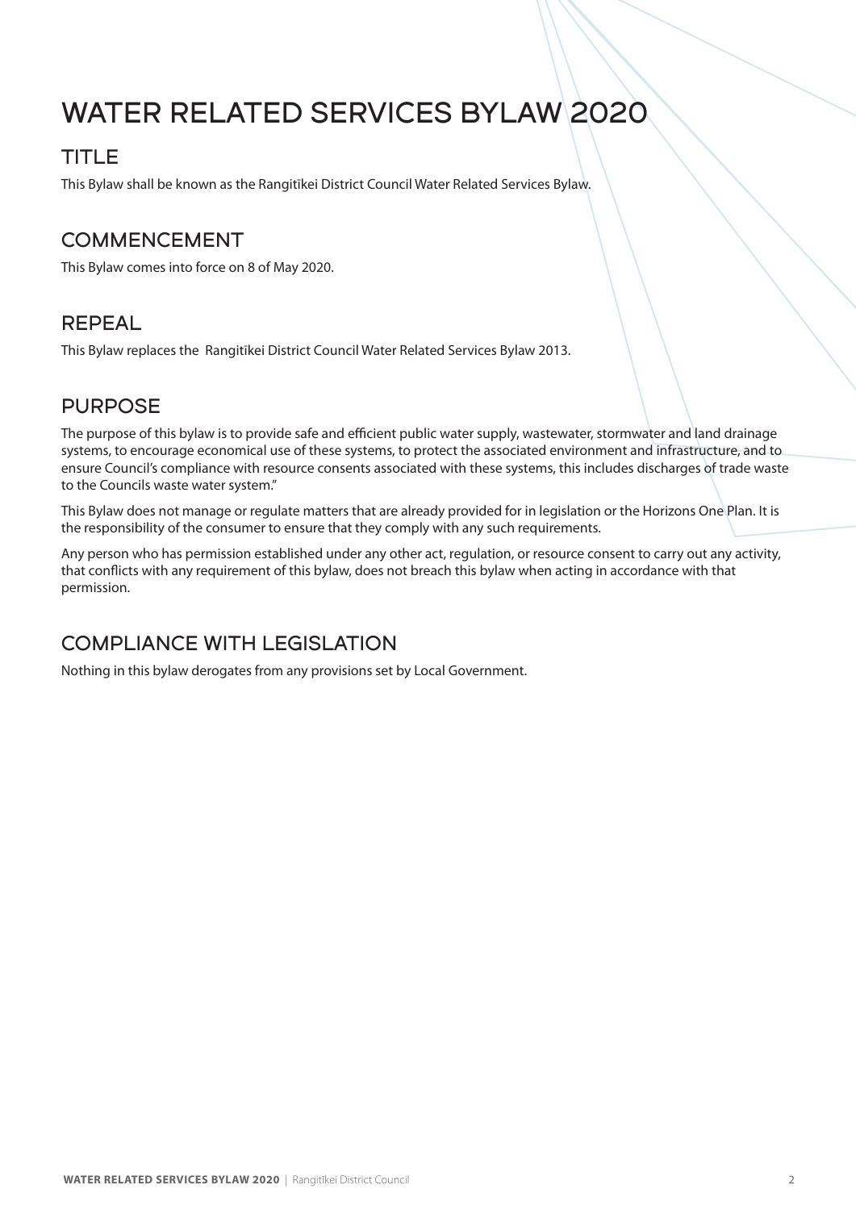# WATER RELATED SERVICES BYLAW 2020

## TITLE

This Bylaw shall be known as the Rangitīkei District Council Water Related Services Bylaw.

## COMMENCEMENT

This Bylaw comes into force on 8 of May 2020.

## REPEAL

This Bylaw replaces the Rangitīkei District Council Water Related Services Bylaw 2013.

## PURPOSE

The purpose of this bylaw is to provide safe and efficient public water supply, wastewater, stormwater and land drainage systems, to encourage economical use of these systems, to protect the associated environment and infrastructure, and to ensure Council's compliance with resource consents associated with these systems, this includes discharges of trade waste to the Councils waste water system."

This Bylaw does not manage or regulate matters that are already provided for in legislation or the Horizons One Plan. It is the responsibility of the consumer to ensure that they comply with any such requirements.

Any person who has permission established under any other act, regulation, or resource consent to carry out any activity, that conflicts with any requirement of this bylaw, does not breach this bylaw when acting in accordance with that permission.

## COMPLIANCE WITH LEGISLATION

Nothing in this bylaw derogates from any provisions set by Local Government.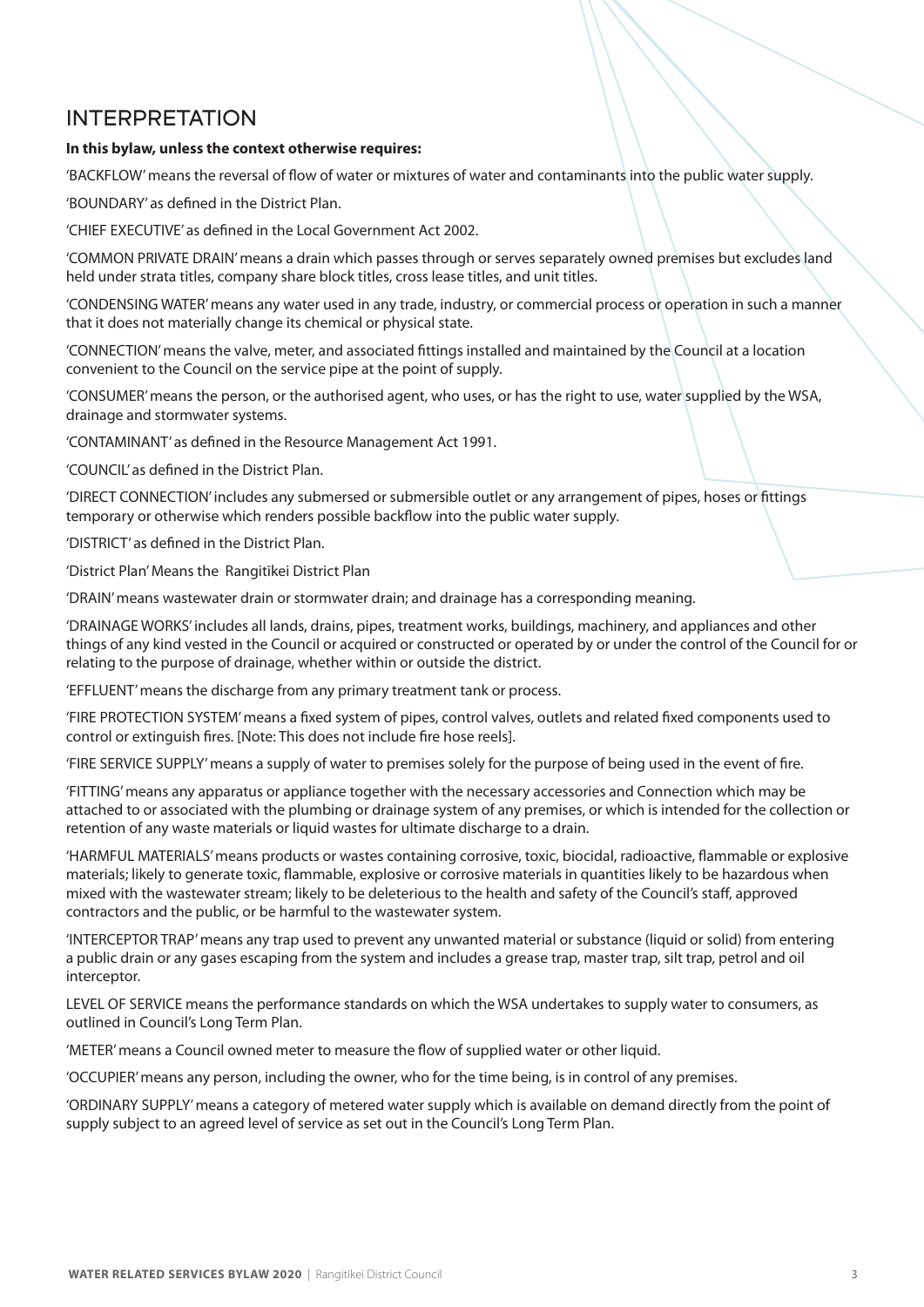## INTERPRETATION

**In this bylaw, unless the context otherwise requires:**

'BACKFLOW' means the reversal of flow of water or mixtures of water and contaminants into the public water supply.

'BOUNDARY' as defined in the District Plan.

'CHIEF EXECUTIVE' as defined in the Local Government Act 2002.

'COMMON PRIVATE DRAIN' means a drain which passes through or serves separately owned premises but excludes land held under strata titles, company share block titles, cross lease titles, and unit titles.

'CONDENSING WATER' means any water used in any trade, industry, or commercial process or operation in such a manner that it does not materially change its chemical or physical state.

'CONNECTION' means the valve, meter, and associated fittings installed and maintained by the Council at a location convenient to the Council on the service pipe at the point of supply.

'CONSUMER' means the person, or the authorised agent, who uses, or has the right to use, water supplied by the WSA, drainage and stormwater systems.

'CONTAMINANT' as defined in the Resource Management Act 1991.

'COUNCIL' as defined in the District Plan.

'DIRECT CONNECTION' includes any submersed or submersible outlet or any arrangement of pipes, hoses or fittings temporary or otherwise which renders possible backflow into the public water supply.

'DISTRICT' as defined in the District Plan.

'District Plan' Means the Rangitikei District Plan

'DRAIN' means wastewater drain or stormwater drain; and drainage has a corresponding meaning.

'DRAINAGE WORKS' includes all lands, drains, pipes, treatment works, buildings, machinery, and appliances and other things of any kind vested in the Council or acquired or constructed or operated by or under the control of the Council for or relating to the purpose of drainage, whether within or outside the district.

'EFFLUENT' means the discharge from any primary treatment tank or process.

'FIRE PROTECTION SYSTEM' means a fixed system of pipes, control valves, outlets and related fixed components used to control or extinguish fires. [Note: This does not include fire hose reels].

'FIRE SERVICE SUPPLY' means a supply of water to premises solely for the purpose of being used in the event of fire.

'FITTING' means any apparatus or appliance together with the necessary accessories and Connection which may be attached to or associated with the plumbing or drainage system of any premises, or which is intended for the collection or retention of any waste materials or liquid wastes for ultimate discharge to a drain.

'HARMFUL MATERIALS' means products or wastes containing corrosive, toxic, biocidal, radioactive, flammable or explosive materials; likely to generate toxic, flammable, explosive or corrosive materials in quantities likely to be hazardous when mixed with the wastewater stream; likely to be deleterious to the health and safety of the Council's staff, approved contractors and the public, or be harmful to the wastewater system.

'INTERCEPTOR TRAP' means any trap used to prevent any unwanted material or substance (liquid or solid) from entering a public drain or any gases escaping from the system and includes a grease trap, master trap, silt trap, petrol and oil interceptor.

LEVEL OF SERVICE means the performance standards on which the WSA undertakes to supply water to consumers, as outlined in Council's Long Term Plan.

'METER' means a Council owned meter to measure the flow of supplied water or other liquid.

'OCCUPIER' means any person, including the owner, who for the time being, is in control of any premises.

'ORDINARY SUPPLY' means a category of metered water supply which is available on demand directly from the point of supply subject to an agreed level of service as set out in the Council's Long Term Plan.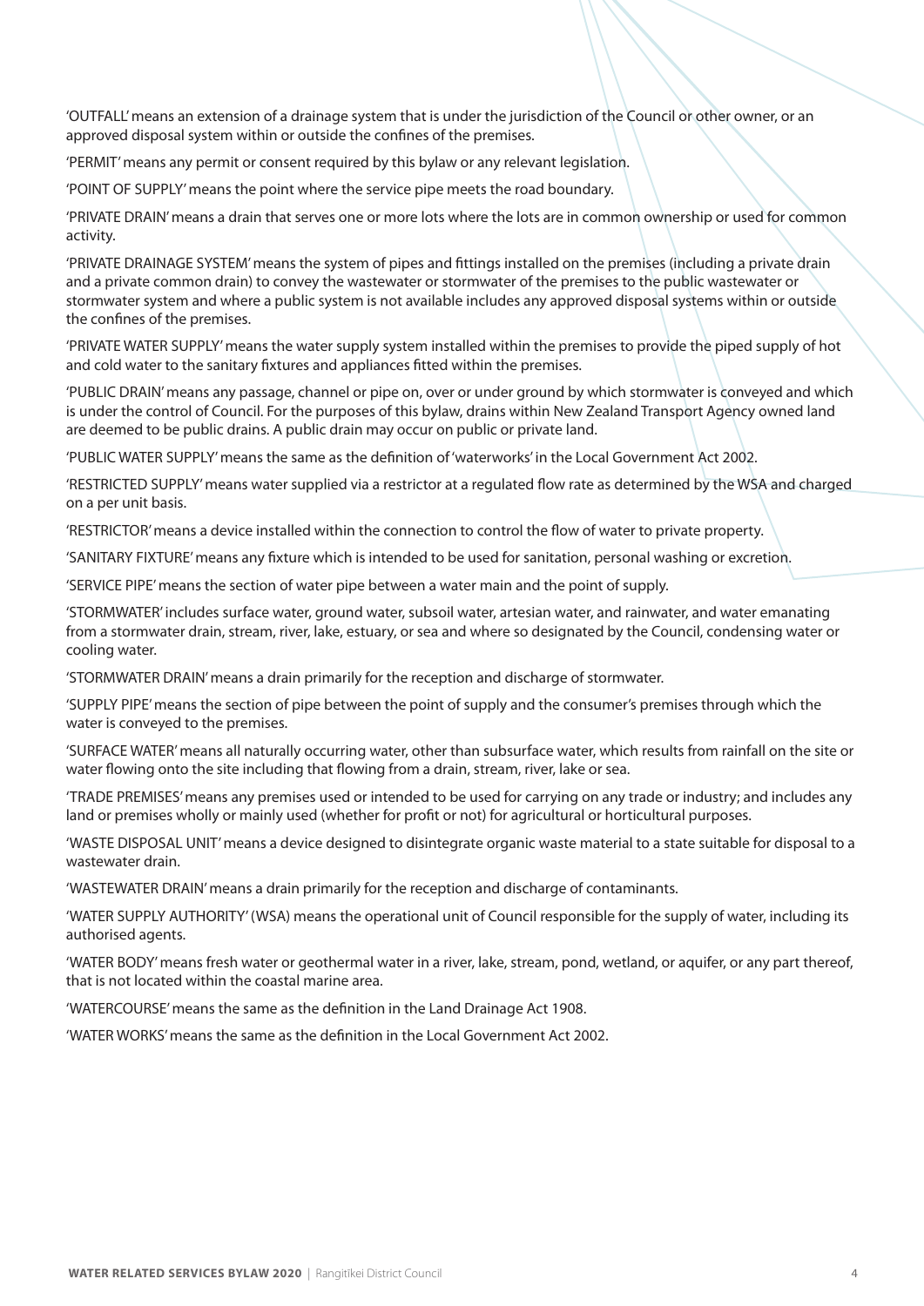'OUTFALL' means an extension of a drainage system that is under the jurisdiction of the Council or other owner, or an approved disposal system within or outside the confines of the premises.

'PERMIT' means any permit or consent required by this bylaw or any relevant legislation.

'POINT OF SUPPLY' means the point where the service pipe meets the road boundary.

'PRIVATE DRAIN' means a drain that serves one or more lots where the lots are in common ownership or used for common activity.

'PRIVATE DRAINAGE SYSTEM' means the system of pipes and fittings installed on the premises (including a private drain and a private common drain) to convey the wastewater or stormwater of the premises to the public wastewater or stormwater system and where a public system is not available includes any approved disposal systems within or outside the confines of the premises.

'PRIVATE WATER SUPPLY' means the water supply system installed within the premises to provide the piped supply of hot and cold water to the sanitary fixtures and appliances fitted within the premises.

'PUBLIC DRAIN' means any passage, channel or pipe on, over or under ground by which stormwater is conveyed and which is under the control of Council. For the purposes of this bylaw, drains within New Zealand Transport Agency owned land are deemed to be public drains. A public drain may occur on public or private land.

'PUBLIC WATER SUPPLY' means the same as the definition of 'waterworks' in the Local Government Act 2002.

'RESTRICTED SUPPLY' means water supplied via a restrictor at a regulated flow rate as determined by the WSA and charged on a per unit basis.

'RESTRICTOR' means a device installed within the connection to control the flow of water to private property.

'SANITARY FIXTURE' means any fixture which is intended to be used for sanitation, personal washing or excretion.

'SERVICE PIPE' means the section of water pipe between a water main and the point of supply.

'STORMWATER' includes surface water, ground water, subsoil water, artesian water, and rainwater, and water emanating from a stormwater drain, stream, river, lake, estuary, or sea and where so designated by the Council, condensing water or cooling water.

'STORMWATER DRAIN' means a drain primarily for the reception and discharge of stormwater.

'SUPPLY PIPE' means the section of pipe between the point of supply and the consumer's premises through which the water is conveyed to the premises.

'SURFACE WATER' means all naturally occurring water, other than subsurface water, which results from rainfall on the site or water flowing onto the site including that flowing from a drain, stream, river, lake or sea.

'TRADE PREMISES' means any premises used or intended to be used for carrying on any trade or industry; and includes any land or premises wholly or mainly used (whether for profit or not) for agricultural or horticultural purposes.

'WASTE DISPOSAL UNIT' means a device designed to disintegrate organic waste material to a state suitable for disposal to a wastewater drain.

'WASTEWATER DRAIN' means a drain primarily for the reception and discharge of contaminants.

'WATER SUPPLY AUTHORITY' (WSA) means the operational unit of Council responsible for the supply of water, including its authorised agents.

'WATER BODY' means fresh water or geothermal water in a river, lake, stream, pond, wetland, or aquifer, or any part thereof, that is not located within the coastal marine area.

'WATERCOURSE' means the same as the definition in the Land Drainage Act 1908.

'WATER WORKS' means the same as the definition in the Local Government Act 2002.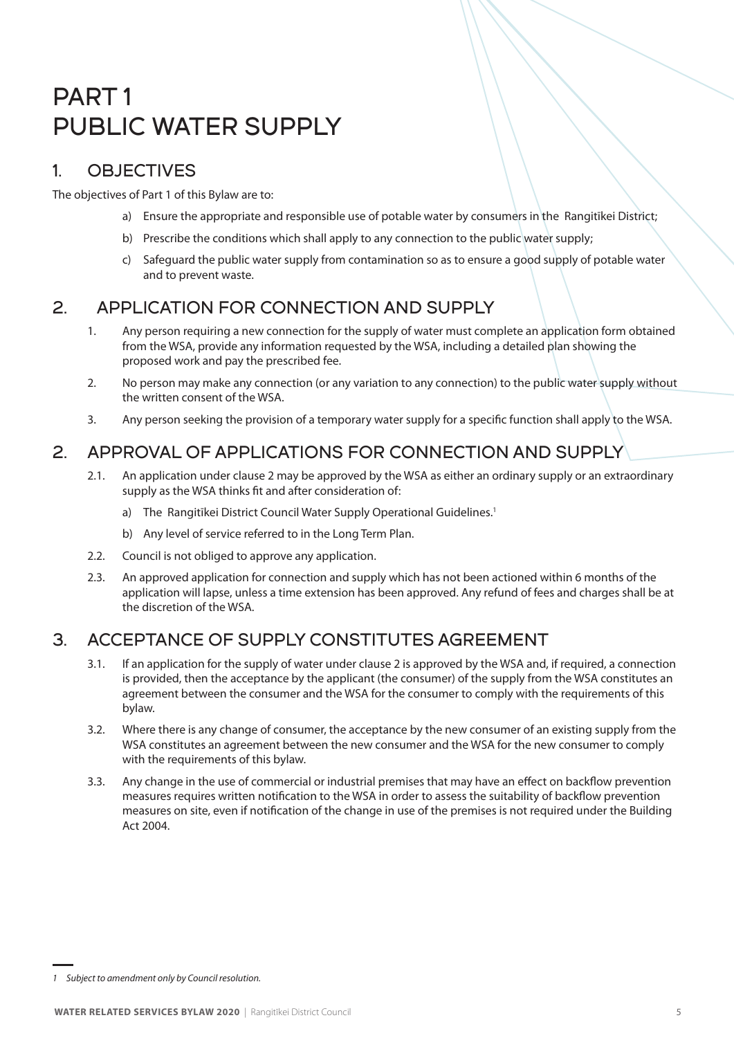# PART 1 PUBLIC WATER SUPPLY

## 1. OBJECTIVES

The objectives of Part 1 of this Bylaw are to:

a) Ensure the appropriate and responsible use of potable water by consumers in the Rangitīkei District;

b) Prescribe the conditions which shall apply to any connection to the public water supply;

c) Safeguard the public water supply from contamination so as to ensure a good supply of potable water and to prevent waste.

## 2. APPLICATION FOR CONNECTION AND SUPPLY

1. Any person requiring a new connection for the supply of water must complete an application form obtained from the WSA, provide any information requested by the WSA, including a detailed plan showing the proposed work and pay the prescribed fee.

2. No person may make any connection (or any variation to any connection) to the public water supply without the written consent of the WSA.

3. Any person seeking the provision of a temporary water supply for a specific function shall apply to the WSA.

## 2. APPROVAL OF APPLICATIONS FOR CONNECTION AND SUPPLY

2.1. An application under clause 2 may be approved by the WSA as either an ordinary supply or an extraordinary supply as the WSA thinks fit and after consideration of:

a) The Rangitīkei District Council Water Supply Operational Guidelines.[1]

b) Any level of service referred to in the Long Term Plan.

2.2. Council is not obliged to approve any application.

2.3. An approved application for connection and supply which has not been actioned within 6 months of the application will lapse, unless a time extension has been approved. Any refund of fees and charges shall be at the discretion of the WSA.

## 3. ACCEPTANCE OF SUPPLY CONSTITUTES AGREEMENT

3.1. If an application for the supply of water under clause 2 is approved by the WSA and, if required, a connection is provided, then the acceptance by the applicant (the consumer) of the supply from the WSA constitutes an agreement between the consumer and the WSA for the consumer to comply with the requirements of this bylaw.

3.2. Where there is any change of consumer, the acceptance by the new consumer of an existing supply from the WSA constitutes an agreement between the new consumer and the WSA for the new consumer to comply with the requirements of this bylaw.

3.3. Any change in the use of commercial or industrial premises that may have an effect on backflow prevention measures requires written notification to the WSA in order to assess the suitability of backflow prevention measures on site, even if notification of the change in use of the premises is not required under the Building Act 2004.

---

*1 Subject to amendment only by Council resolution.*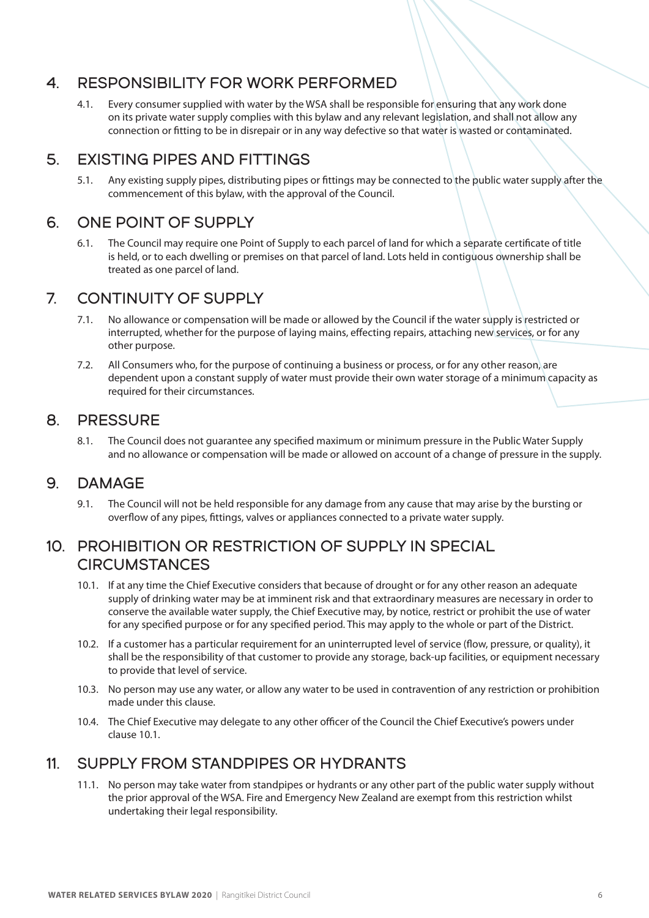## 4. RESPONSIBILITY FOR WORK PERFORMED

4.1. Every consumer supplied with water by the WSA shall be responsible for ensuring that any work done on its private water supply complies with this bylaw and any relevant legislation, and shall not allow any connection or fitting to be in disrepair or in any way defective so that water is wasted or contaminated.

## 5. EXISTING PIPES AND FITTINGS

5.1. Any existing supply pipes, distributing pipes or fittings may be connected to the public water supply after the commencement of this bylaw, with the approval of the Council.

## 6. ONE POINT OF SUPPLY

6.1. The Council may require one Point of Supply to each parcel of land for which a separate certificate of title is held, or to each dwelling or premises on that parcel of land. Lots held in contiguous ownership shall be treated as one parcel of land.

## 7. CONTINUITY OF SUPPLY

7.1. No allowance or compensation will be made or allowed by the Council if the water supply is restricted or interrupted, whether for the purpose of laying mains, effecting repairs, attaching new services, or for any other purpose.

7.2. All Consumers who, for the purpose of continuing a business or process, or for any other reason, are dependent upon a constant supply of water must provide their own water storage of a minimum capacity as required for their circumstances.

## 8. PRESSURE

8.1. The Council does not guarantee any specified maximum or minimum pressure in the Public Water Supply and no allowance or compensation will be made or allowed on account of a change of pressure in the supply.

## 9. DAMAGE

9.1. The Council will not be held responsible for any damage from any cause that may arise by the bursting or overflow of any pipes, fittings, valves or appliances connected to a private water supply.

## 10. PROHIBITION OR RESTRICTION OF SUPPLY IN SPECIAL CIRCUMSTANCES

10.1. If at any time the Chief Executive considers that because of drought or for any other reason an adequate supply of drinking water may be at imminent risk and that extraordinary measures are necessary in order to conserve the available water supply, the Chief Executive may, by notice, restrict or prohibit the use of water for any specified purpose or for any specified period. This may apply to the whole or part of the District.

10.2. If a customer has a particular requirement for an uninterrupted level of service (flow, pressure, or quality), it shall be the responsibility of that customer to provide any storage, back-up facilities, or equipment necessary to provide that level of service.

10.3. No person may use any water, or allow any water to be used in contravention of any restriction or prohibition made under this clause.

10.4. The Chief Executive may delegate to any other officer of the Council the Chief Executive's powers under clause 10.1.

## 11. SUPPLY FROM STANDPIPES OR HYDRANTS

11.1. No person may take water from standpipes or hydrants or any other part of the public water supply without the prior approval of the WSA. Fire and Emergency New Zealand are exempt from this restriction whilst undertaking their legal responsibility.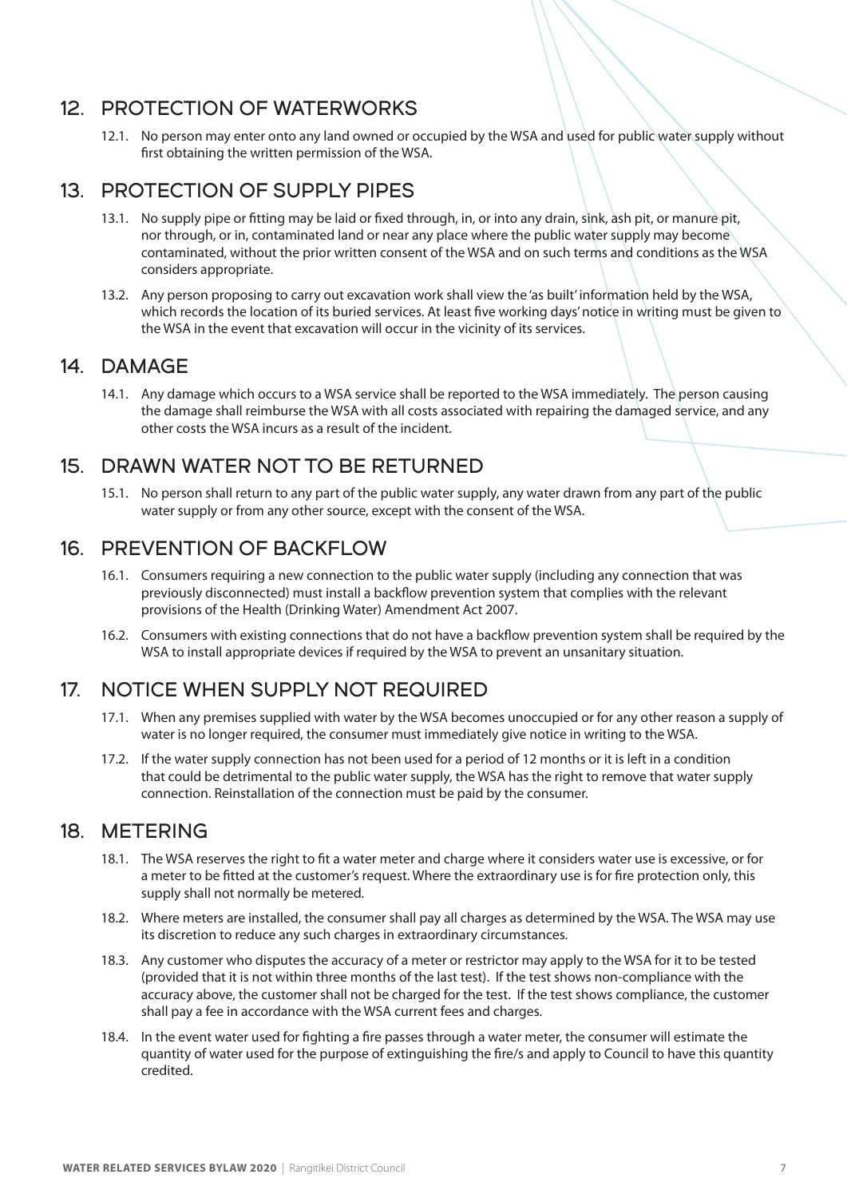## 12. PROTECTION OF WATERWORKS

12.1. No person may enter onto any land owned or occupied by the WSA and used for public water supply without first obtaining the written permission of the WSA.

## 13. PROTECTION OF SUPPLY PIPES

13.1. No supply pipe or fitting may be laid or fixed through, in, or into any drain, sink, ash pit, or manure pit, nor through, or in, contaminated land or near any place where the public water supply may become contaminated, without the prior written consent of the WSA and on such terms and conditions as the WSA considers appropriate.

13.2. Any person proposing to carry out excavation work shall view the 'as built' information held by the WSA, which records the location of its buried services. At least five working days' notice in writing must be given to the WSA in the event that excavation will occur in the vicinity of its services.

## 14. DAMAGE

14.1. Any damage which occurs to a WSA service shall be reported to the WSA immediately. The person causing the damage shall reimburse the WSA with all costs associated with repairing the damaged service, and any other costs the WSA incurs as a result of the incident.

## 15. DRAWN WATER NOT TO BE RETURNED

15.1. No person shall return to any part of the public water supply, any water drawn from any part of the public water supply or from any other source, except with the consent of the WSA.

## 16. PREVENTION OF BACKFLOW

16.1. Consumers requiring a new connection to the public water supply (including any connection that was previously disconnected) must install a backflow prevention system that complies with the relevant provisions of the Health (Drinking Water) Amendment Act 2007.

16.2. Consumers with existing connections that do not have a backflow prevention system shall be required by the WSA to install appropriate devices if required by the WSA to prevent an unsanitary situation.

## 17. NOTICE WHEN SUPPLY NOT REQUIRED

17.1. When any premises supplied with water by the WSA becomes unoccupied or for any other reason a supply of water is no longer required, the consumer must immediately give notice in writing to the WSA.

17.2. If the water supply connection has not been used for a period of 12 months or it is left in a condition that could be detrimental to the public water supply, the WSA has the right to remove that water supply connection. Reinstallation of the connection must be paid by the consumer.

## 18. METERING

18.1. The WSA reserves the right to fit a water meter and charge where it considers water use is excessive, or for a meter to be fitted at the customer's request. Where the extraordinary use is for fire protection only, this supply shall not normally be metered.

18.2. Where meters are installed, the consumer shall pay all charges as determined by the WSA. The WSA may use its discretion to reduce any such charges in extraordinary circumstances.

18.3. Any customer who disputes the accuracy of a meter or restrictor may apply to the WSA for it to be tested (provided that it is not within three months of the last test). If the test shows non-compliance with the accuracy above, the customer shall not be charged for the test. If the test shows compliance, the customer shall pay a fee in accordance with the WSA current fees and charges.

18.4. In the event water used for fighting a fire passes through a water meter, the consumer will estimate the quantity of water used for the purpose of extinguishing the fire/s and apply to Council to have this quantity credited.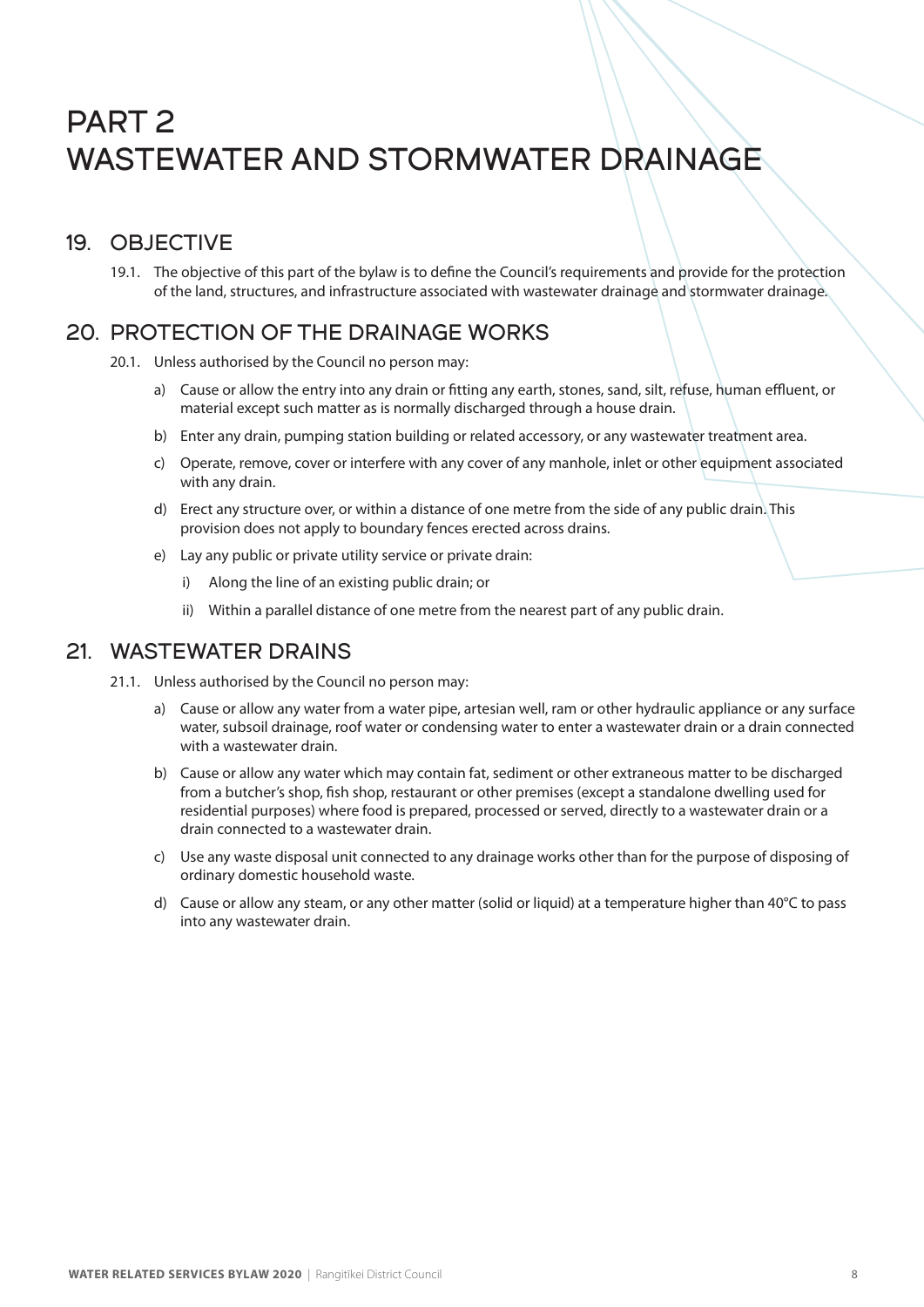# PART 2
# WASTEWATER AND STORMWATER DRAINAGE

## 19. OBJECTIVE

19.1. The objective of this part of the bylaw is to define the Council's requirements and provide for the protection of the land, structures, and infrastructure associated with wastewater drainage and stormwater drainage.

## 20. PROTECTION OF THE DRAINAGE WORKS

20.1. Unless authorised by the Council no person may:

a) Cause or allow the entry into any drain or fitting any earth, stones, sand, silt, refuse, human effluent, or material except such matter as is normally discharged through a house drain.

b) Enter any drain, pumping station building or related accessory, or any wastewater treatment area.

c) Operate, remove, cover or interfere with any cover of any manhole, inlet or other equipment associated with any drain.

d) Erect any structure over, or within a distance of one metre from the side of any public drain. This provision does not apply to boundary fences erected across drains.

e) Lay any public or private utility service or private drain:

i) Along the line of an existing public drain; or

ii) Within a parallel distance of one metre from the nearest part of any public drain.

## 21. WASTEWATER DRAINS

21.1. Unless authorised by the Council no person may:

a) Cause or allow any water from a water pipe, artesian well, ram or other hydraulic appliance or any surface water, subsoil drainage, roof water or condensing water to enter a wastewater drain or a drain connected with a wastewater drain.

b) Cause or allow any water which may contain fat, sediment or other extraneous matter to be discharged from a butcher's shop, fish shop, restaurant or other premises (except a standalone dwelling used for residential purposes) where food is prepared, processed or served, directly to a wastewater drain or a drain connected to a wastewater drain.

c) Use any waste disposal unit connected to any drainage works other than for the purpose of disposing of ordinary domestic household waste.

d) Cause or allow any steam, or any other matter (solid or liquid) at a temperature higher than 40°C to pass into any wastewater drain.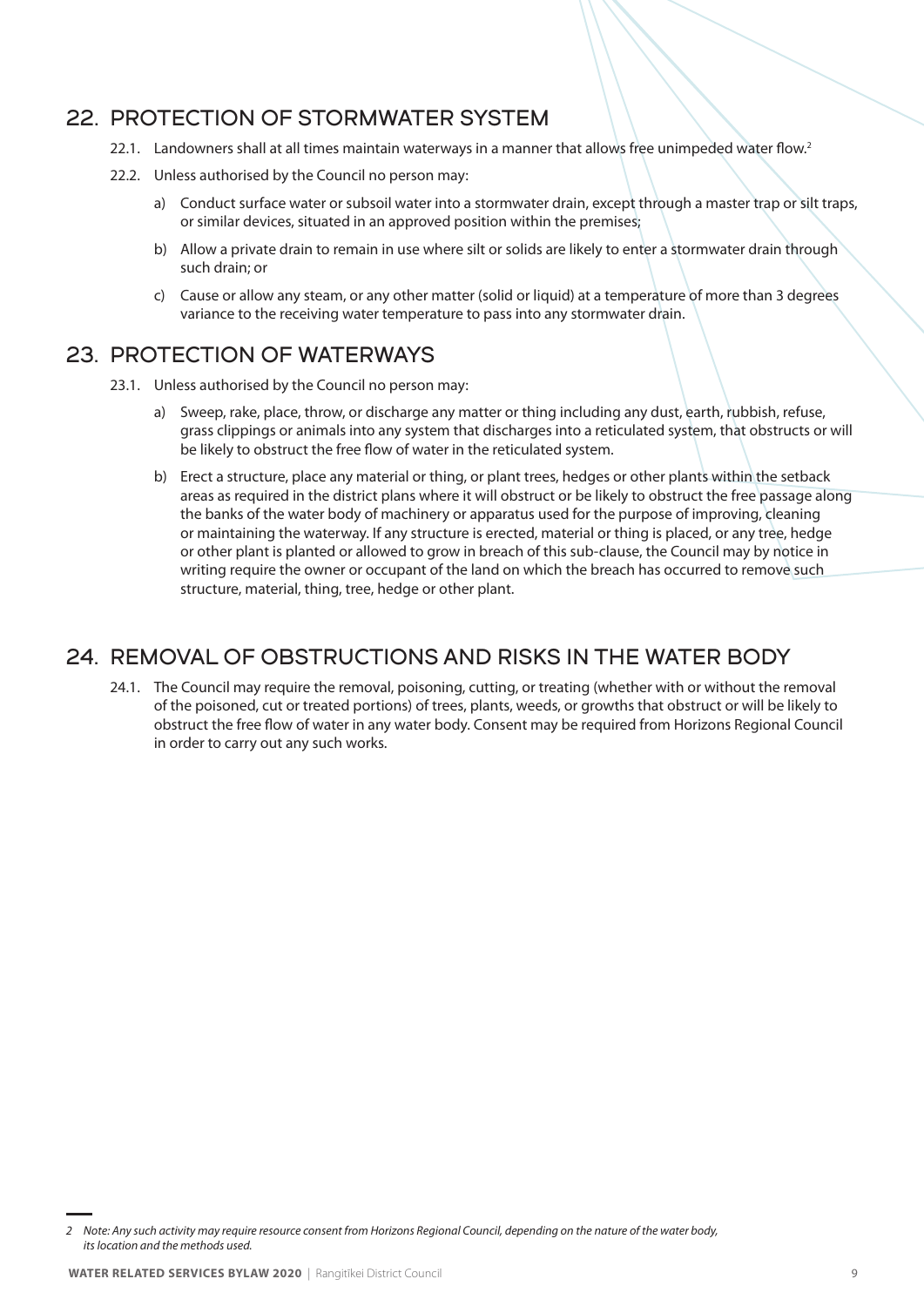## 22. PROTECTION OF STORMWATER SYSTEM

22.1. Landowners shall at all times maintain waterways in a manner that allows free unimpeded water flow.[2]

22.2. Unless authorised by the Council no person may:

a) Conduct surface water or subsoil water into a stormwater drain, except through a master trap or silt traps, or similar devices, situated in an approved position within the premises;

b) Allow a private drain to remain in use where silt or solids are likely to enter a stormwater drain through such drain; or

c) Cause or allow any steam, or any other matter (solid or liquid) at a temperature of more than 3 degrees variance to the receiving water temperature to pass into any stormwater drain.

## 23. PROTECTION OF WATERWAYS

23.1. Unless authorised by the Council no person may:

a) Sweep, rake, place, throw, or discharge any matter or thing including any dust, earth, rubbish, refuse, grass clippings or animals into any system that discharges into a reticulated system, that obstructs or will be likely to obstruct the free flow of water in the reticulated system.

b) Erect a structure, place any material or thing, or plant trees, hedges or other plants within the setback areas as required in the district plans where it will obstruct or be likely to obstruct the free passage along the banks of the water body of machinery or apparatus used for the purpose of improving, cleaning or maintaining the waterway. If any structure is erected, material or thing is placed, or any tree, hedge or other plant is planted or allowed to grow in breach of this sub-clause, the Council may by notice in writing require the owner or occupant of the land on which the breach has occurred to remove such structure, material, thing, tree, hedge or other plant.

## 24. REMOVAL OF OBSTRUCTIONS AND RISKS IN THE WATER BODY

24.1. The Council may require the removal, poisoning, cutting, or treating (whether with or without the removal of the poisoned, cut or treated portions) of trees, plants, weeds, or growths that obstruct or will be likely to obstruct the free flow of water in any water body. Consent may be required from Horizons Regional Council in order to carry out any such works.

---

*2 Note: Any such activity may require resource consent from Horizons Regional Council, depending on the nature of the water body, its location and the methods used.*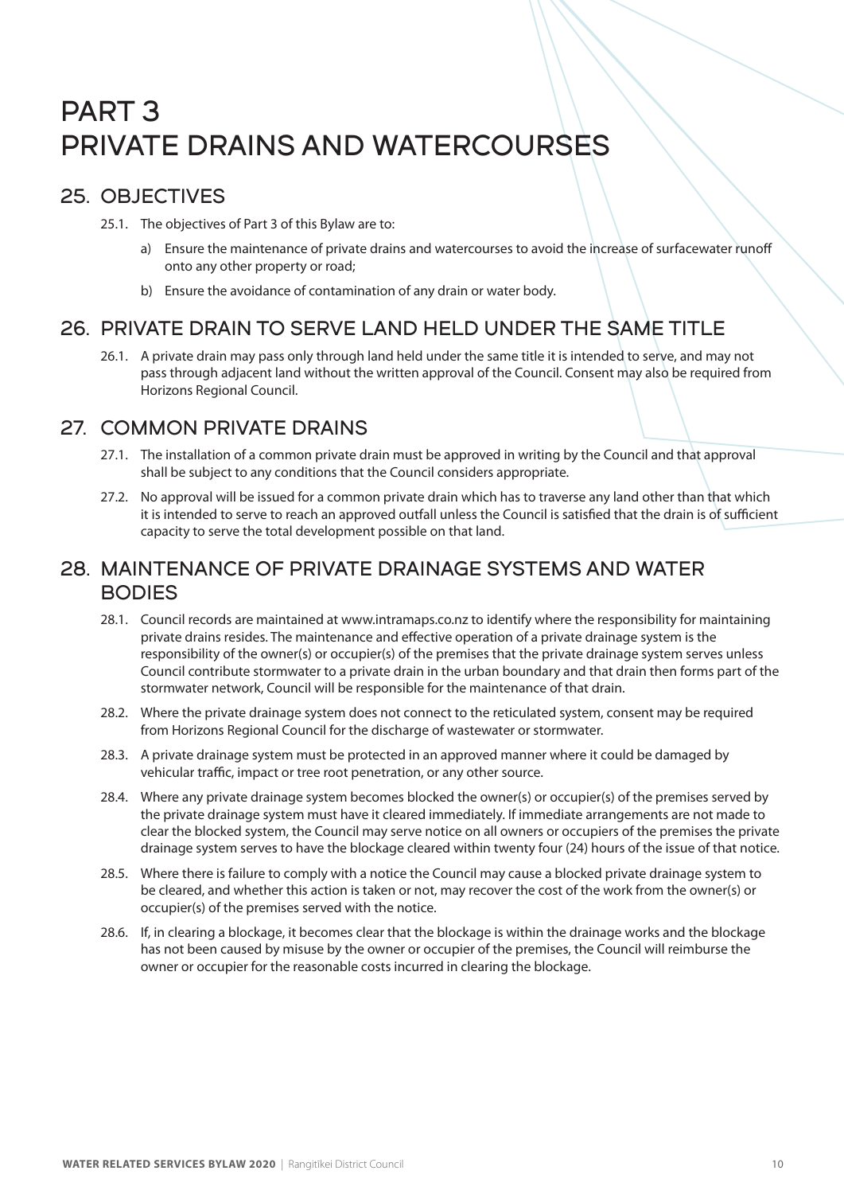# PART 3
# PRIVATE DRAINS AND WATERCOURSES

## 25. OBJECTIVES

25.1. The objectives of Part 3 of this Bylaw are to:

a) Ensure the maintenance of private drains and watercourses to avoid the increase of surfacewater runoff onto any other property or road;

b) Ensure the avoidance of contamination of any drain or water body.

## 26. PRIVATE DRAIN TO SERVE LAND HELD UNDER THE SAME TITLE

26.1. A private drain may pass only through land held under the same title it is intended to serve, and may not pass through adjacent land without the written approval of the Council. Consent may also be required from Horizons Regional Council.

## 27. COMMON PRIVATE DRAINS

27.1. The installation of a common private drain must be approved in writing by the Council and that approval shall be subject to any conditions that the Council considers appropriate.

27.2. No approval will be issued for a common private drain which has to traverse any land other than that which it is intended to serve to reach an approved outfall unless the Council is satisfied that the drain is of sufficient capacity to serve the total development possible on that land.

## 28. MAINTENANCE OF PRIVATE DRAINAGE SYSTEMS AND WATER BODIES

28.1. Council records are maintained at www.intramaps.co.nz to identify where the responsibility for maintaining private drains resides. The maintenance and effective operation of a private drainage system is the responsibility of the owner(s) or occupier(s) of the premises that the private drainage system serves unless Council contribute stormwater to a private drain in the urban boundary and that drain then forms part of the stormwater network, Council will be responsible for the maintenance of that drain.

28.2. Where the private drainage system does not connect to the reticulated system, consent may be required from Horizons Regional Council for the discharge of wastewater or stormwater.

28.3. A private drainage system must be protected in an approved manner where it could be damaged by vehicular traffic, impact or tree root penetration, or any other source.

28.4. Where any private drainage system becomes blocked the owner(s) or occupier(s) of the premises served by the private drainage system must have it cleared immediately. If immediate arrangements are not made to clear the blocked system, the Council may serve notice on all owners or occupiers of the premises the private drainage system serves to have the blockage cleared within twenty four (24) hours of the issue of that notice.

28.5. Where there is failure to comply with a notice the Council may cause a blocked private drainage system to be cleared, and whether this action is taken or not, may recover the cost of the work from the owner(s) or occupier(s) of the premises served with the notice.

28.6. If, in clearing a blockage, it becomes clear that the blockage is within the drainage works and the blockage has not been caused by misuse by the owner or occupier of the premises, the Council will reimburse the owner or occupier for the reasonable costs incurred in clearing the blockage.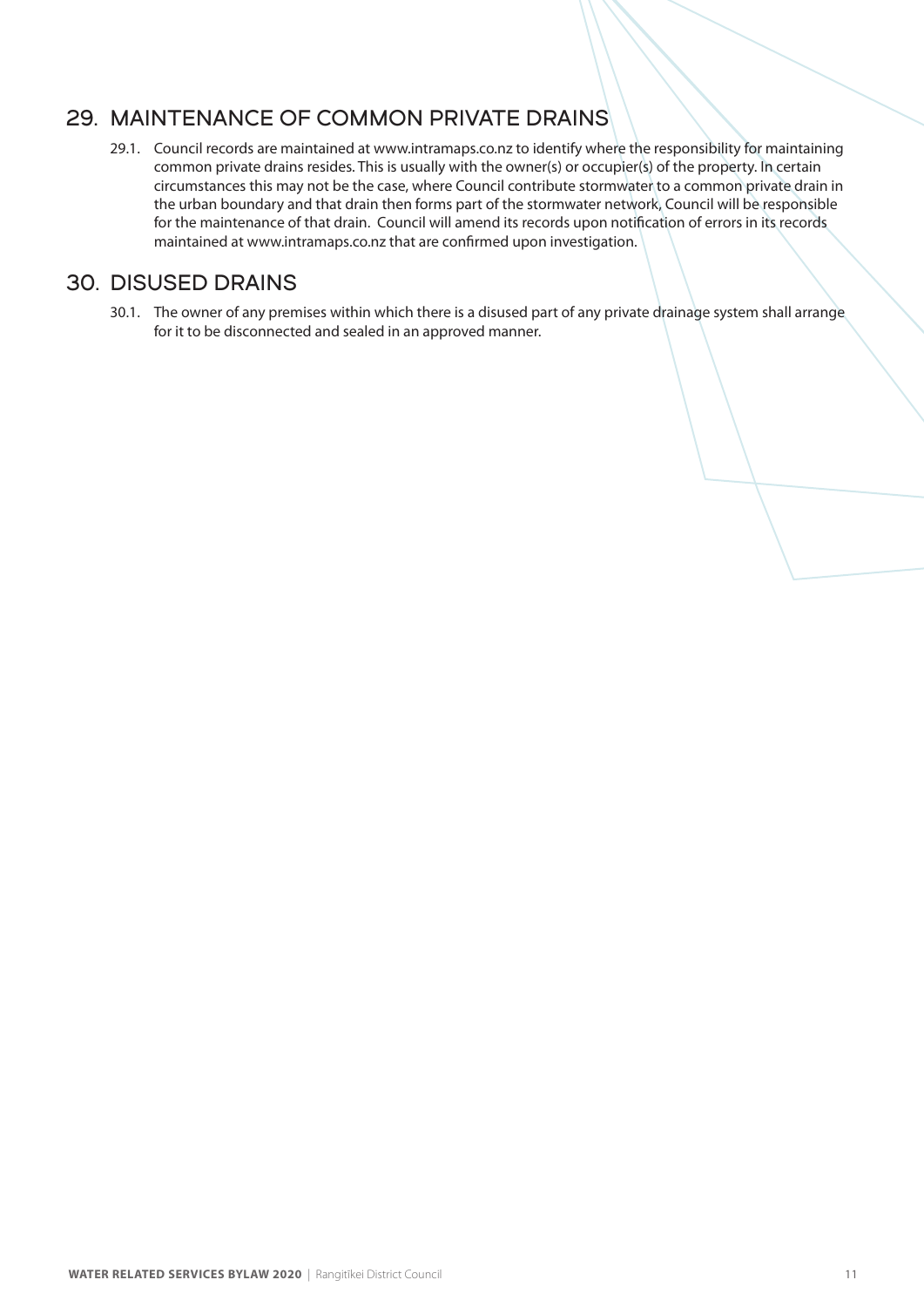## 29. MAINTENANCE OF COMMON PRIVATE DRAINS

29.1. Council records are maintained at www.intramaps.co.nz to identify where the responsibility for maintaining common private drains resides. This is usually with the owner(s) or occupier(s) of the property. In certain circumstances this may not be the case, where Council contribute stormwater to a common private drain in the urban boundary and that drain then forms part of the stormwater network, Council will be responsible for the maintenance of that drain. Council will amend its records upon notification of errors in its records maintained at www.intramaps.co.nz that are confirmed upon investigation.

## 30. DISUSED DRAINS

30.1. The owner of any premises within which there is a disused part of any private drainage system shall arrange for it to be disconnected and sealed in an approved manner.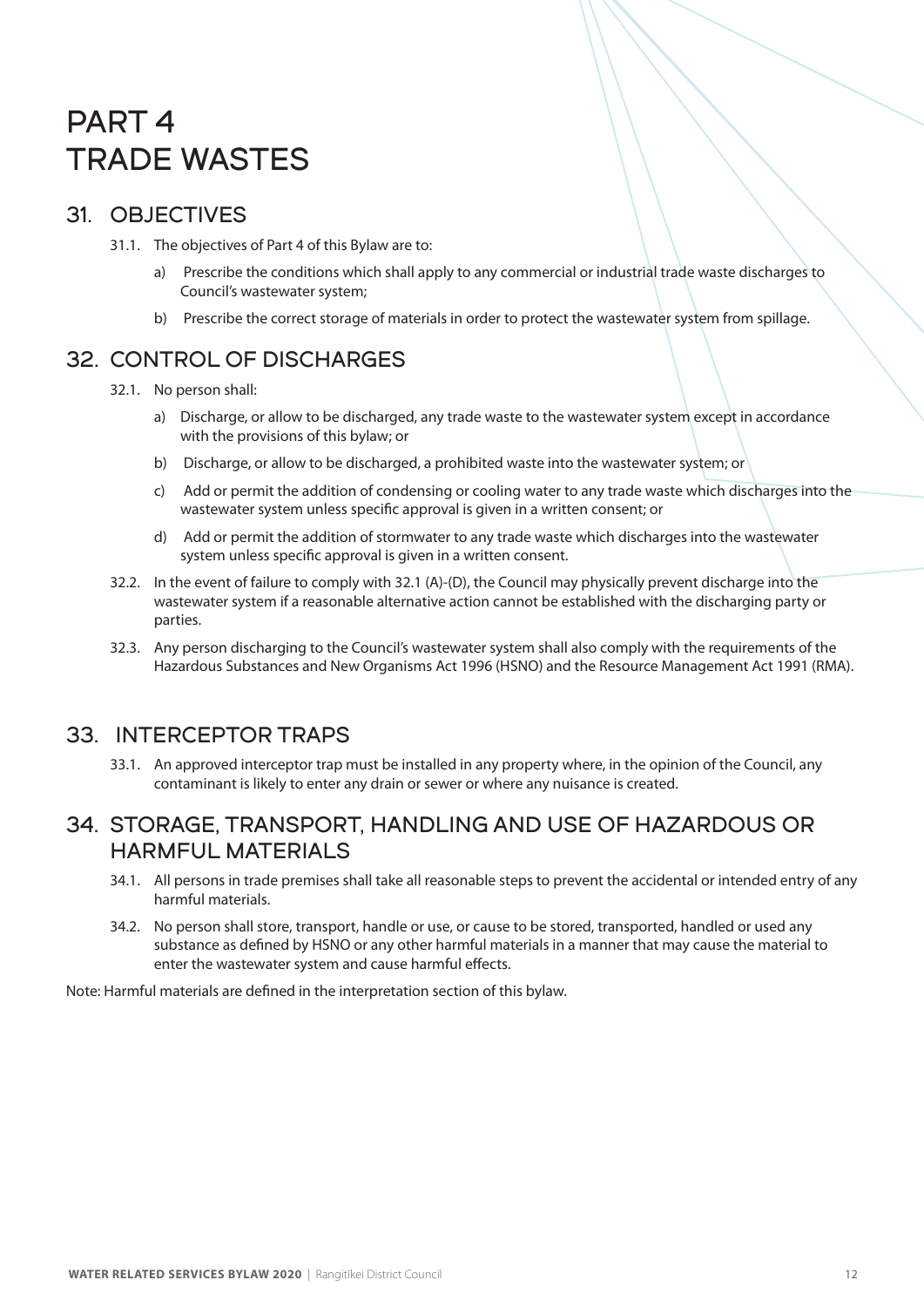# PART 4
# TRADE WASTES

## 31. OBJECTIVES

31.1. The objectives of Part 4 of this Bylaw are to:

a) Prescribe the conditions which shall apply to any commercial or industrial trade waste discharges to Council's wastewater system;

b) Prescribe the correct storage of materials in order to protect the wastewater system from spillage.

## 32. CONTROL OF DISCHARGES

32.1. No person shall:

a) Discharge, or allow to be discharged, any trade waste to the wastewater system except in accordance with the provisions of this bylaw; or

b) Discharge, or allow to be discharged, a prohibited waste into the wastewater system; or

c) Add or permit the addition of condensing or cooling water to any trade waste which discharges into the wastewater system unless specific approval is given in a written consent; or

d) Add or permit the addition of stormwater to any trade waste which discharges into the wastewater system unless specific approval is given in a written consent.

32.2. In the event of failure to comply with 32.1 (A)-(D), the Council may physically prevent discharge into the wastewater system if a reasonable alternative action cannot be established with the discharging party or parties.

32.3. Any person discharging to the Council's wastewater system shall also comply with the requirements of the Hazardous Substances and New Organisms Act 1996 (HSNO) and the Resource Management Act 1991 (RMA).

## 33. INTERCEPTOR TRAPS

33.1. An approved interceptor trap must be installed in any property where, in the opinion of the Council, any contaminant is likely to enter any drain or sewer or where any nuisance is created.

## 34. STORAGE, TRANSPORT, HANDLING AND USE OF HAZARDOUS OR HARMFUL MATERIALS

34.1. All persons in trade premises shall take all reasonable steps to prevent the accidental or intended entry of any harmful materials.

34.2. No person shall store, transport, handle or use, or cause to be stored, transported, handled or used any substance as defined by HSNO or any other harmful materials in a manner that may cause the material to enter the wastewater system and cause harmful effects.

Note: Harmful materials are defined in the interpretation section of this bylaw.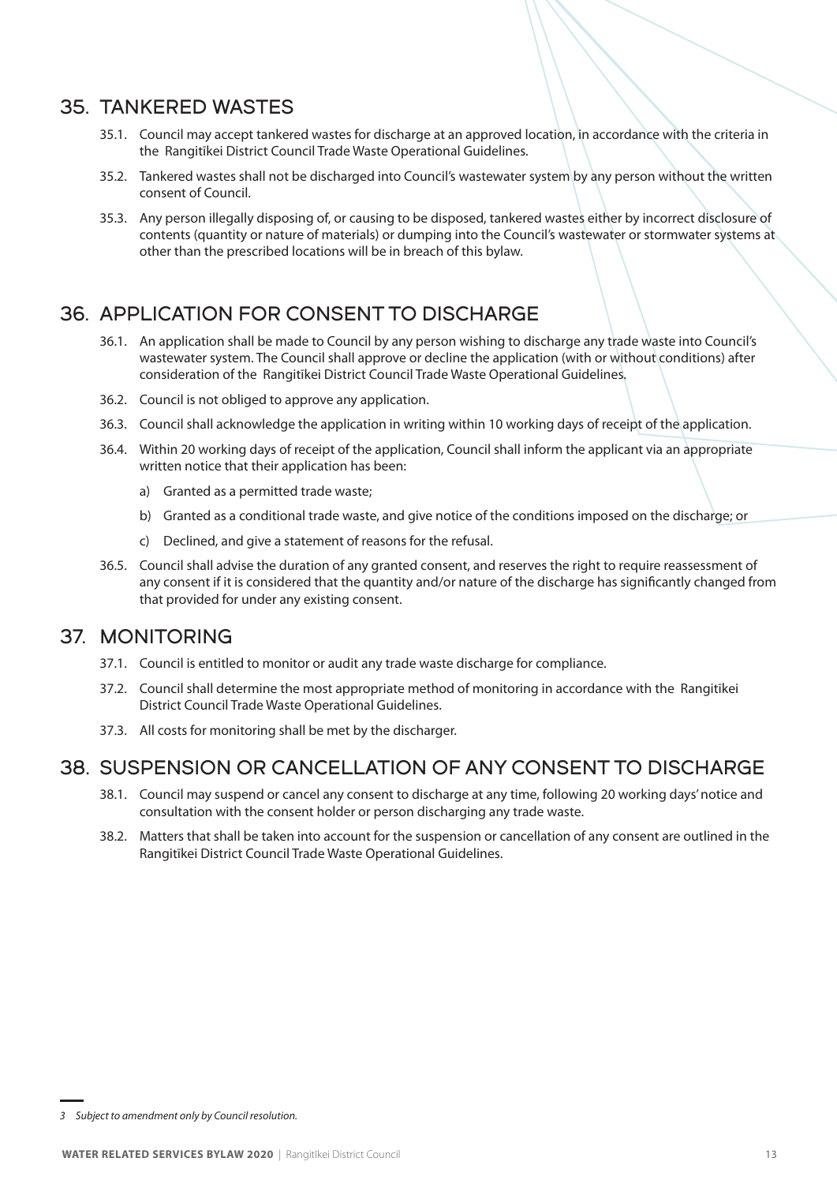## 35. TANKERED WASTES

35.1. Council may accept tankered wastes for discharge at an approved location, in accordance with the criteria in the Rangitīkei District Council Trade Waste Operational Guidelines.

35.2. Tankered wastes shall not be discharged into Council's wastewater system by any person without the written consent of Council.

35.3. Any person illegally disposing of, or causing to be disposed, tankered wastes either by incorrect disclosure of contents (quantity or nature of materials) or dumping into the Council's wastewater or stormwater systems at other than the prescribed locations will be in breach of this bylaw.

## 36. APPLICATION FOR CONSENT TO DISCHARGE

36.1. An application shall be made to Council by any person wishing to discharge any trade waste into Council's wastewater system. The Council shall approve or decline the application (with or without conditions) after consideration of the Rangitīkei District Council Trade Waste Operational Guidelines.

36.2. Council is not obliged to approve any application.

36.3. Council shall acknowledge the application in writing within 10 working days of receipt of the application.

36.4. Within 20 working days of receipt of the application, Council shall inform the applicant via an appropriate written notice that their application has been:

a) Granted as a permitted trade waste;

b) Granted as a conditional trade waste, and give notice of the conditions imposed on the discharge; or

c) Declined, and give a statement of reasons for the refusal.

36.5. Council shall advise the duration of any granted consent, and reserves the right to require reassessment of any consent if it is considered that the quantity and/or nature of the discharge has significantly changed from that provided for under any existing consent.

## 37. MONITORING

37.1. Council is entitled to monitor or audit any trade waste discharge for compliance.

37.2. Council shall determine the most appropriate method of monitoring in accordance with the Rangitīkei District Council Trade Waste Operational Guidelines.

37.3. All costs for monitoring shall be met by the discharger.

## 38. SUSPENSION OR CANCELLATION OF ANY CONSENT TO DISCHARGE

38.1. Council may suspend or cancel any consent to discharge at any time, following 20 working days' notice and consultation with the consent holder or person discharging any trade waste.

38.2. Matters that shall be taken into account for the suspension or cancellation of any consent are outlined in the Rangitīkei District Council Trade Waste Operational Guidelines.

---

*3 Subject to amendment only by Council resolution.*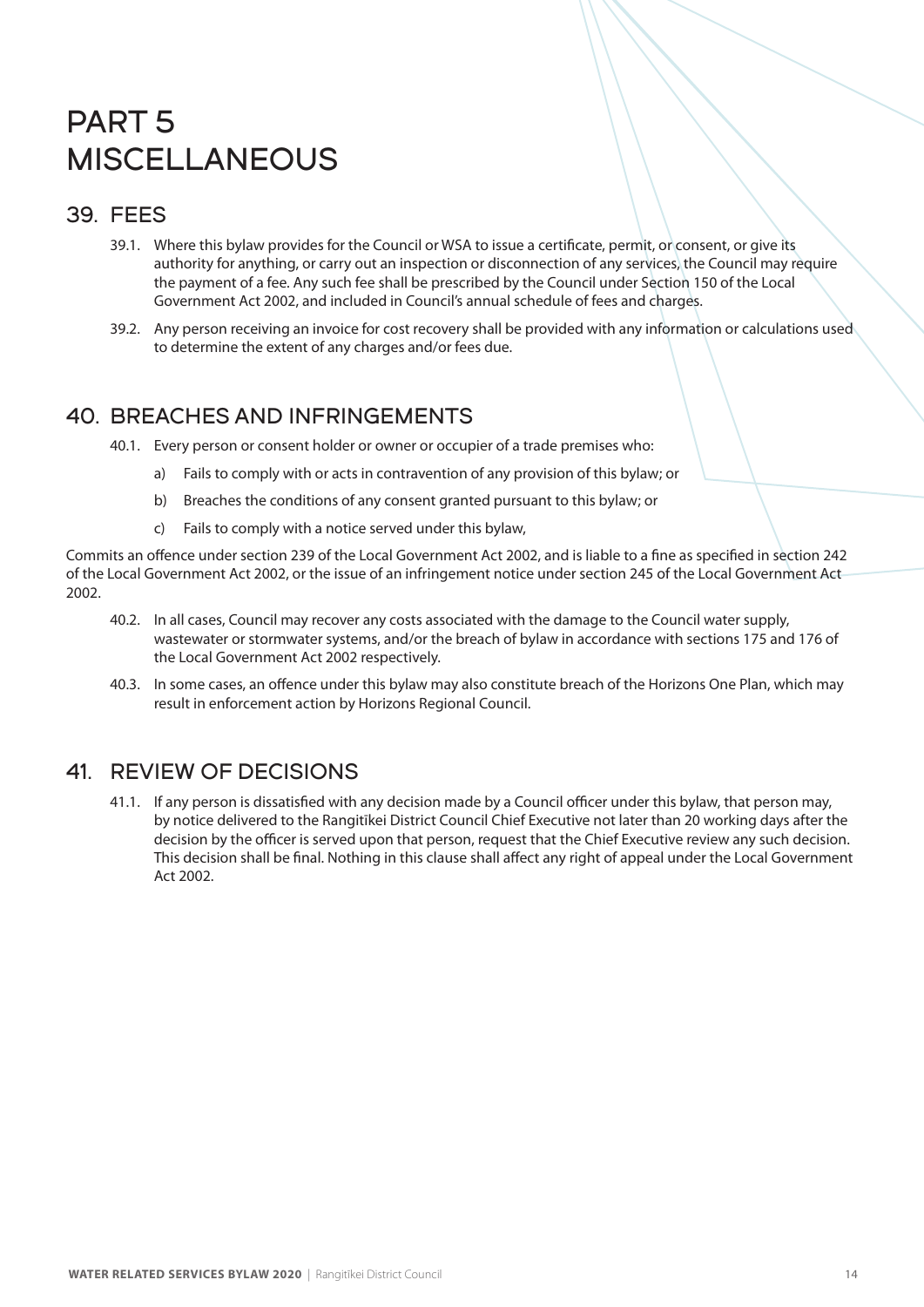# PART 5 MISCELLANEOUS

## 39. FEES

39.1. Where this bylaw provides for the Council or WSA to issue a certificate, permit, or consent, or give its authority for anything, or carry out an inspection or disconnection of any services, the Council may require the payment of a fee. Any such fee shall be prescribed by the Council under Section 150 of the Local Government Act 2002, and included in Council's annual schedule of fees and charges.

39.2. Any person receiving an invoice for cost recovery shall be provided with any information or calculations used to determine the extent of any charges and/or fees due.

## 40. BREACHES AND INFRINGEMENTS

40.1. Every person or consent holder or owner or occupier of a trade premises who:

a) Fails to comply with or acts in contravention of any provision of this bylaw; or

b) Breaches the conditions of any consent granted pursuant to this bylaw; or

c) Fails to comply with a notice served under this bylaw,

Commits an offence under section 239 of the Local Government Act 2002, and is liable to a fine as specified in section 242 of the Local Government Act 2002, or the issue of an infringement notice under section 245 of the Local Government Act 2002.

40.2. In all cases, Council may recover any costs associated with the damage to the Council water supply, wastewater or stormwater systems, and/or the breach of bylaw in accordance with sections 175 and 176 of the Local Government Act 2002 respectively.

40.3. In some cases, an offence under this bylaw may also constitute breach of the Horizons One Plan, which may result in enforcement action by Horizons Regional Council.

## 41. REVIEW OF DECISIONS

41.1. If any person is dissatisfied with any decision made by a Council officer under this bylaw, that person may, by notice delivered to the Rangitikei District Council Chief Executive not later than 20 working days after the decision by the officer is served upon that person, request that the Chief Executive review any such decision. This decision shall be final. Nothing in this clause shall affect any right of appeal under the Local Government Act 2002.